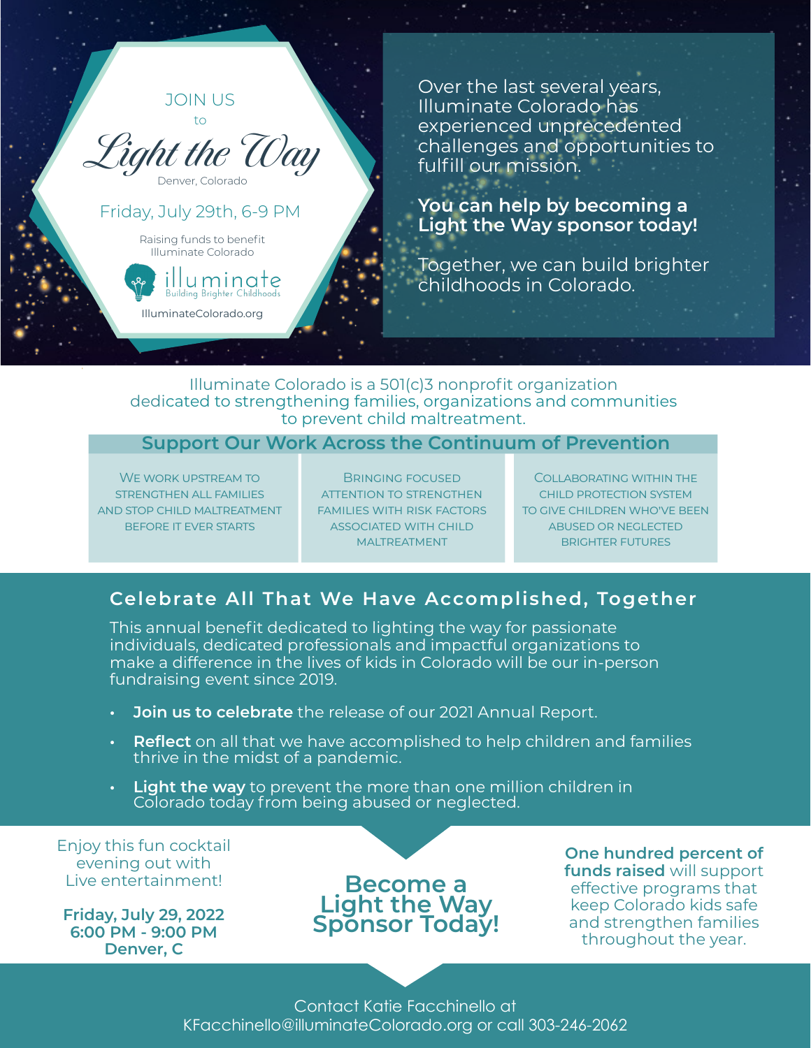JOIN US

to

# Light the Way

Denver, Colorado

Friday, July 29th, 6-9 PM

Raising funds to benefit Illuminate Colorado

illuminate
Building Brighter Childhoods

IlluminateColorado.org

Over the last several years, Illuminate Colorado has experienced unprecedented challenges and opportunities to fulfill our mission.

**You can help by becoming a Light the Way sponsor today!**

Together, we can build brighter childhoods in Colorado.

Illuminate Colorado is a 501(c)3 nonprofit organization dedicated to strengthening families, organizations and communities to prevent child maltreatment.

## Support Our Work Across the Continuum of Prevention

| We work upstream to strengthen all families and stop child maltreatment before it ever starts | Bringing focused attention to strengthen families with risk factors associated with child maltreatment | Collaborating within the child protection system to give children who've been abused or neglected brighter futures |
|---|---|---|

## Celebrate All That We Have Accomplished, Together

This annual benefit dedicated to lighting the way for passionate individuals, dedicated professionals and impactful organizations to make a difference in the lives of kids in Colorado will be our in-person fundraising event since 2019.

- **Join us to celebrate** the release of our 2021 Annual Report.
- **Reflect** on all that we have accomplished to help children and families thrive in the midst of a pandemic.
- **Light the way** to prevent the more than one million children in Colorado today from being abused or neglected.

Enjoy this fun cocktail evening out with Live entertainment!

**Friday, July 29, 2022**
**6:00 PM - 9:00 PM**
**Denver, C**

## Become a Light the Way Sponsor Today!

**One hundred percent of funds raised** will support effective programs that keep Colorado kids safe and strengthen families throughout the year.

Contact Katie Facchinello at KFacchinello@illuminateColorado.org or call 303-246-2062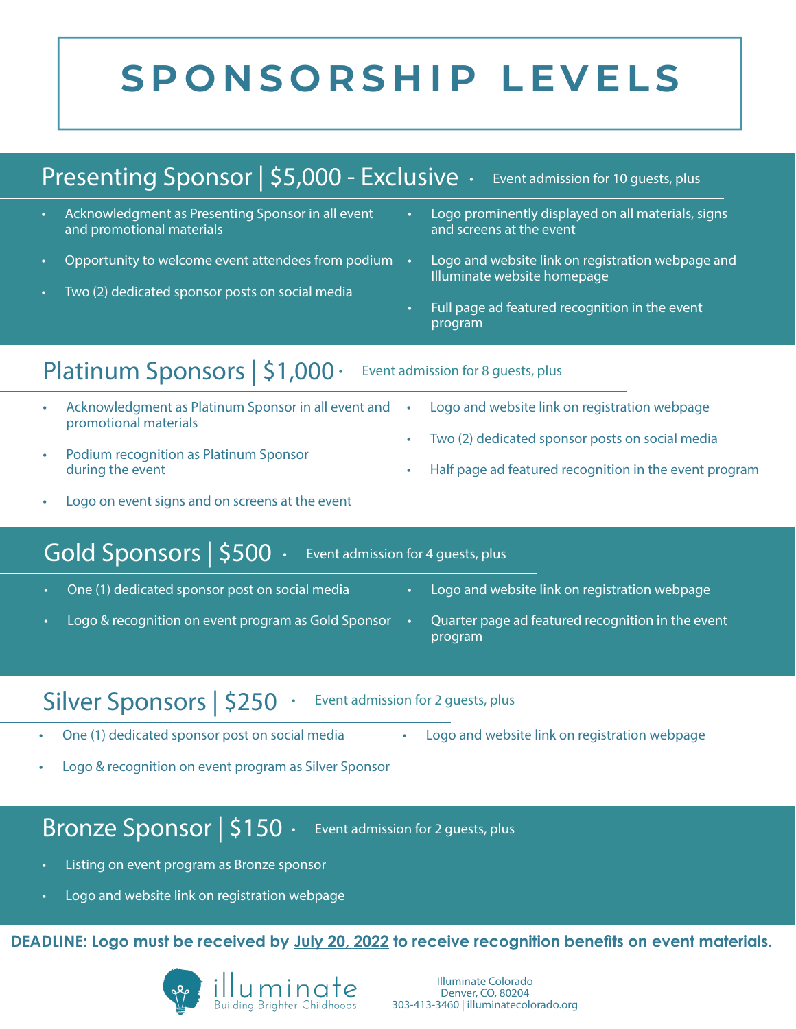# SPONSORSHIP LEVELS

## Presenting Sponsor | $5,000 - Exclusive

- Event admission for 10 guests, plus
- Acknowledgment as Presenting Sponsor in all event and promotional materials
- Opportunity to welcome event attendees from podium
- Two (2) dedicated sponsor posts on social media
- Logo prominently displayed on all materials, signs and screens at the event
- Logo and website link on registration webpage and Illuminate website homepage
- Full page ad featured recognition in the event program

## Platinum Sponsors | $1,000

- Event admission for 8 guests, plus
- Acknowledgment as Platinum Sponsor in all event and promotional materials
- Podium recognition as Platinum Sponsor during the event
- Logo on event signs and on screens at the event
- Logo and website link on registration webpage
- Two (2) dedicated sponsor posts on social media
- Half page ad featured recognition in the event program

## Gold Sponsors | $500

- Event admission for 4 guests, plus
- One (1) dedicated sponsor post on social media
- Logo & recognition on event program as Gold Sponsor
- Logo and website link on registration webpage
- Quarter page ad featured recognition in the event program

## Silver Sponsors | $250

- Event admission for 2 guests, plus
- One (1) dedicated sponsor post on social media
- Logo & recognition on event program as Silver Sponsor
- Logo and website link on registration webpage

## Bronze Sponsor | $150

- Event admission for 2 guests, plus
- Listing on event program as Bronze sponsor
- Logo and website link on registration webpage

**DEADLINE: Logo must be received by July 20, 2022 to receive recognition benefits on event materials.**

illuminate
Building Brighter Childhoods

Illuminate Colorado
Denver, CO, 80204
303-413-3460 | illuminatecolorado.org